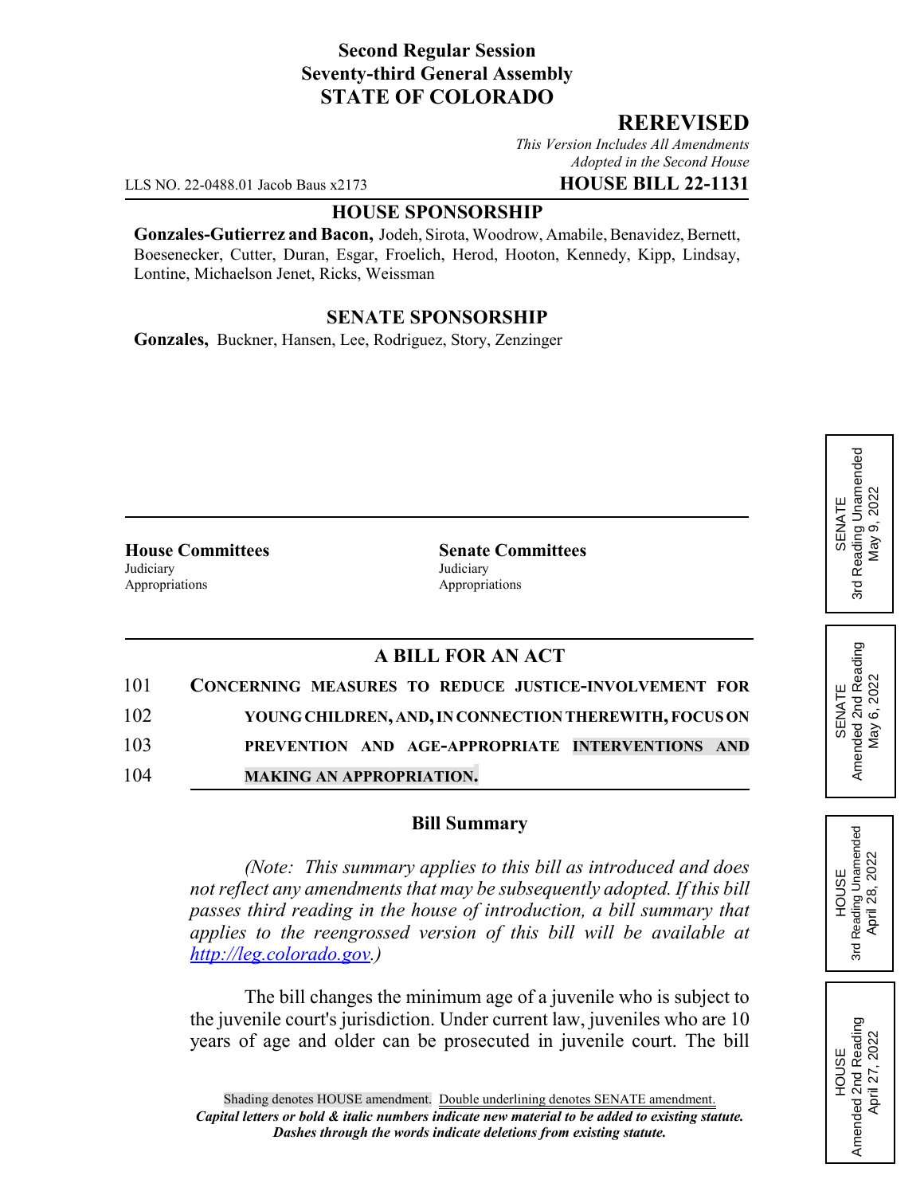**Second Regular Session**
**Seventy-third General Assembly**
**STATE OF COLORADO**

**REREVISED**

*This Version Includes All Amendments Adopted in the Second House*

LLS NO. 22-0488.01 Jacob Baus x2173 **HOUSE BILL 22-1131**

**HOUSE SPONSORSHIP**

**Gonzales-Gutierrez and Bacon,** Jodeh, Sirota, Woodrow, Amabile, Benavidez, Bernett, Boesenecker, Cutter, Duran, Esgar, Froelich, Herod, Hooton, Kennedy, Kipp, Lindsay, Lontine, Michaelson Jenet, Ricks, Weissman

**SENATE SPONSORSHIP**

**Gonzales,** Buckner, Hansen, Lee, Rodriguez, Story, Zenzinger

| **House Committees** | **Senate Committees** |
| --- | --- |
| Judiciary | Judiciary |
| Appropriations | Appropriations |

SENATE 3rd Reading Unamended May 9, 2022

SENATE Amended 2nd Reading May 6, 2022

HOUSE 3rd Reading Unamended April 28, 2022

HOUSE Amended 2nd Reading April 27, 2022

## A BILL FOR AN ACT

101 CONCERNING MEASURES TO REDUCE JUSTICE-INVOLVEMENT FOR
102 YOUNG CHILDREN, AND, IN CONNECTION THEREWITH, FOCUS ON
103 PREVENTION AND AGE-APPROPRIATE INTERVENTIONS AND
104 MAKING AN APPROPRIATION.

### Bill Summary

*(Note: This summary applies to this bill as introduced and does not reflect any amendments that may be subsequently adopted. If this bill passes third reading in the house of introduction, a bill summary that applies to the reengrossed version of this bill will be available at http://leg.colorado.gov.)*

The bill changes the minimum age of a juvenile who is subject to the juvenile court's jurisdiction. Under current law, juveniles who are 10 years of age and older can be prosecuted in juvenile court. The bill

Shading denotes HOUSE amendment. Double underlining denotes SENATE amendment.
***Capital letters or bold & italic numbers indicate new material to be added to existing statute.***
***Dashes through the words indicate deletions from existing statute.***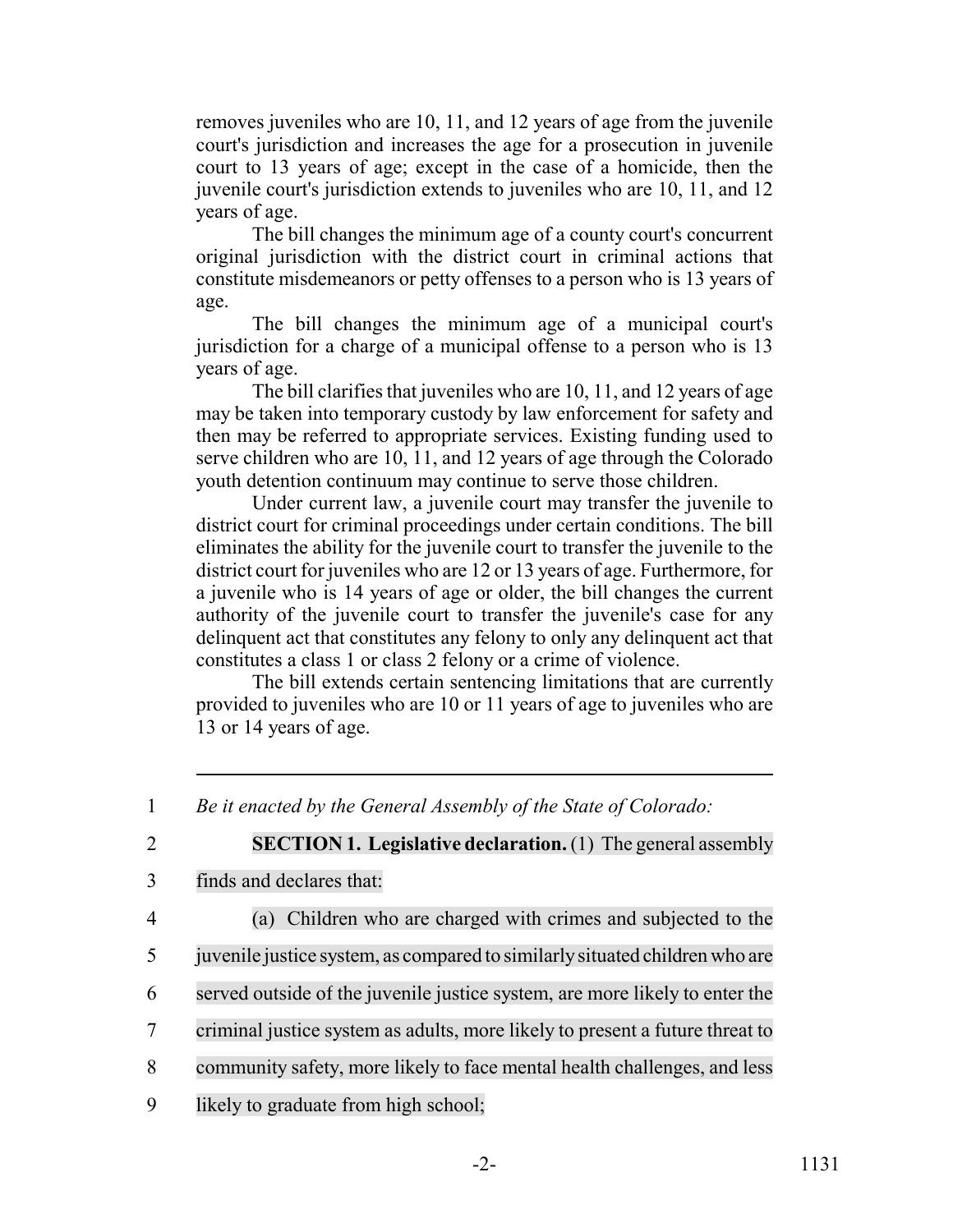removes juveniles who are 10, 11, and 12 years of age from the juvenile court's jurisdiction and increases the age for a prosecution in juvenile court to 13 years of age; except in the case of a homicide, then the juvenile court's jurisdiction extends to juveniles who are 10, 11, and 12 years of age.

The bill changes the minimum age of a county court's concurrent original jurisdiction with the district court in criminal actions that constitute misdemeanors or petty offenses to a person who is 13 years of age.

The bill changes the minimum age of a municipal court's jurisdiction for a charge of a municipal offense to a person who is 13 years of age.

The bill clarifies that juveniles who are 10, 11, and 12 years of age may be taken into temporary custody by law enforcement for safety and then may be referred to appropriate services. Existing funding used to serve children who are 10, 11, and 12 years of age through the Colorado youth detention continuum may continue to serve those children.

Under current law, a juvenile court may transfer the juvenile to district court for criminal proceedings under certain conditions. The bill eliminates the ability for the juvenile court to transfer the juvenile to the district court for juveniles who are 12 or 13 years of age. Furthermore, for a juvenile who is 14 years of age or older, the bill changes the current authority of the juvenile court to transfer the juvenile's case for any delinquent act that constitutes any felony to only any delinquent act that constitutes a class 1 or class 2 felony or a crime of violence.

The bill extends certain sentencing limitations that are currently provided to juveniles who are 10 or 11 years of age to juveniles who are 13 or 14 years of age.

---

1 *Be it enacted by the General Assembly of the State of Colorado:*

2 **SECTION 1. Legislative declaration.** (1) The general assembly
3 finds and declares that:
4 (a) Children who are charged with crimes and subjected to the
5 juvenile justice system, as compared to similarly situated children who are
6 served outside of the juvenile justice system, are more likely to enter the
7 criminal justice system as adults, more likely to present a future threat to
8 community safety, more likely to face mental health challenges, and less
9 likely to graduate from high school;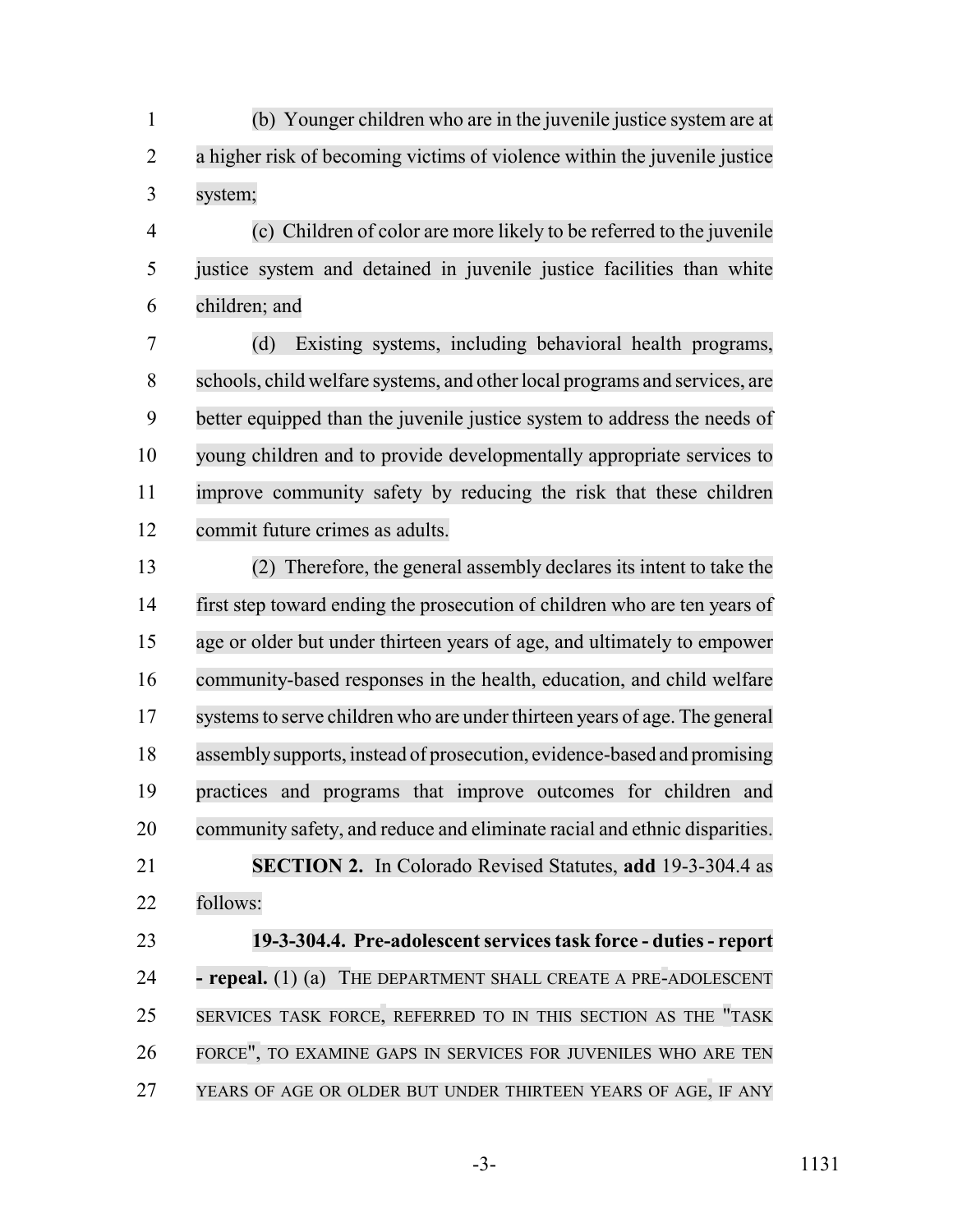(b) Younger children who are in the juvenile justice system are at a higher risk of becoming victims of violence within the juvenile justice system;

(c) Children of color are more likely to be referred to the juvenile justice system and detained in juvenile justice facilities than white children; and

(d) Existing systems, including behavioral health programs, schools, child welfare systems, and other local programs and services, are better equipped than the juvenile justice system to address the needs of young children and to provide developmentally appropriate services to improve community safety by reducing the risk that these children commit future crimes as adults.

(2) Therefore, the general assembly declares its intent to take the first step toward ending the prosecution of children who are ten years of age or older but under thirteen years of age, and ultimately to empower community-based responses in the health, education, and child welfare systems to serve children who are under thirteen years of age. The general assembly supports, instead of prosecution, evidence-based and promising practices and programs that improve outcomes for children and community safety, and reduce and eliminate racial and ethnic disparities.

**SECTION 2.** In Colorado Revised Statutes, **add** 19-3-304.4 as follows:

**19-3-304.4. Pre-adolescent services task force - duties - report - repeal.** (1) (a) THE DEPARTMENT SHALL CREATE A PRE-ADOLESCENT SERVICES TASK FORCE, REFERRED TO IN THIS SECTION AS THE "TASK FORCE", TO EXAMINE GAPS IN SERVICES FOR JUVENILES WHO ARE TEN YEARS OF AGE OR OLDER BUT UNDER THIRTEEN YEARS OF AGE, IF ANY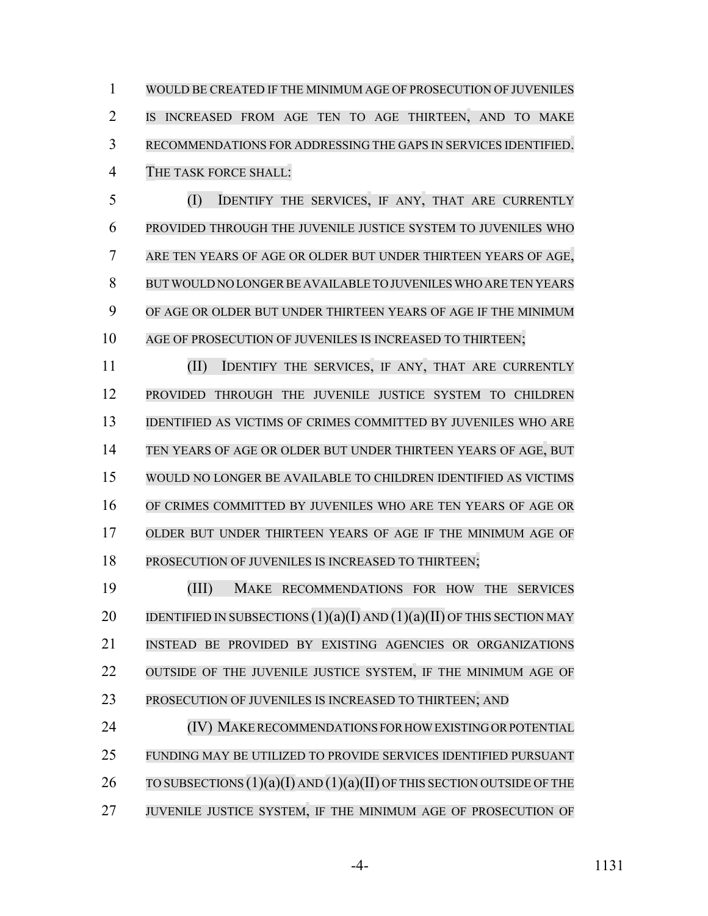WOULD BE CREATED IF THE MINIMUM AGE OF PROSECUTION OF JUVENILES IS INCREASED FROM AGE TEN TO AGE THIRTEEN, AND TO MAKE RECOMMENDATIONS FOR ADDRESSING THE GAPS IN SERVICES IDENTIFIED. THE TASK FORCE SHALL:

(I) IDENTIFY THE SERVICES, IF ANY, THAT ARE CURRENTLY PROVIDED THROUGH THE JUVENILE JUSTICE SYSTEM TO JUVENILES WHO ARE TEN YEARS OF AGE OR OLDER BUT UNDER THIRTEEN YEARS OF AGE, BUT WOULD NO LONGER BE AVAILABLE TO JUVENILES WHO ARE TEN YEARS OF AGE OR OLDER BUT UNDER THIRTEEN YEARS OF AGE IF THE MINIMUM AGE OF PROSECUTION OF JUVENILES IS INCREASED TO THIRTEEN;

(II) IDENTIFY THE SERVICES, IF ANY, THAT ARE CURRENTLY PROVIDED THROUGH THE JUVENILE JUSTICE SYSTEM TO CHILDREN IDENTIFIED AS VICTIMS OF CRIMES COMMITTED BY JUVENILES WHO ARE TEN YEARS OF AGE OR OLDER BUT UNDER THIRTEEN YEARS OF AGE, BUT WOULD NO LONGER BE AVAILABLE TO CHILDREN IDENTIFIED AS VICTIMS OF CRIMES COMMITTED BY JUVENILES WHO ARE TEN YEARS OF AGE OR OLDER BUT UNDER THIRTEEN YEARS OF AGE IF THE MINIMUM AGE OF PROSECUTION OF JUVENILES IS INCREASED TO THIRTEEN;

(III) MAKE RECOMMENDATIONS FOR HOW THE SERVICES IDENTIFIED IN SUBSECTIONS (1)(a)(I) AND (1)(a)(II) OF THIS SECTION MAY INSTEAD BE PROVIDED BY EXISTING AGENCIES OR ORGANIZATIONS OUTSIDE OF THE JUVENILE JUSTICE SYSTEM, IF THE MINIMUM AGE OF PROSECUTION OF JUVENILES IS INCREASED TO THIRTEEN; AND

(IV) MAKE RECOMMENDATIONS FOR HOW EXISTING OR POTENTIAL FUNDING MAY BE UTILIZED TO PROVIDE SERVICES IDENTIFIED PURSUANT TO SUBSECTIONS (1)(a)(I) AND (1)(a)(II) OF THIS SECTION OUTSIDE OF THE JUVENILE JUSTICE SYSTEM, IF THE MINIMUM AGE OF PROSECUTION OF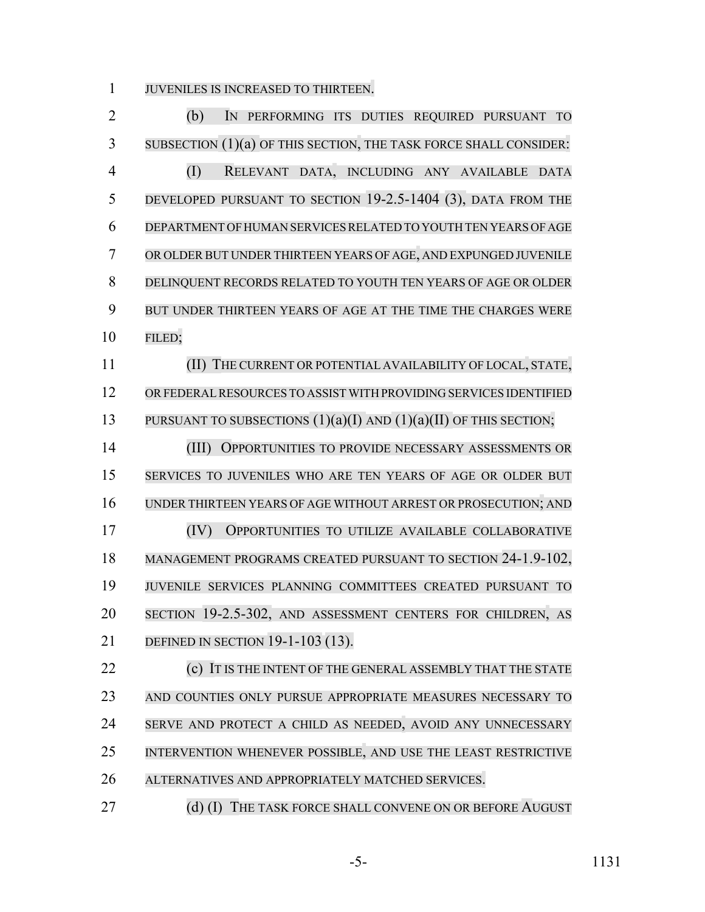JUVENILES IS INCREASED TO THIRTEEN.

(b) IN PERFORMING ITS DUTIES REQUIRED PURSUANT TO SUBSECTION (1)(a) OF THIS SECTION, THE TASK FORCE SHALL CONSIDER:

(I) RELEVANT DATA, INCLUDING ANY AVAILABLE DATA DEVELOPED PURSUANT TO SECTION 19-2.5-1404 (3), DATA FROM THE DEPARTMENT OF HUMAN SERVICES RELATED TO YOUTH TEN YEARS OF AGE OR OLDER BUT UNDER THIRTEEN YEARS OF AGE, AND EXPUNGED JUVENILE DELINQUENT RECORDS RELATED TO YOUTH TEN YEARS OF AGE OR OLDER BUT UNDER THIRTEEN YEARS OF AGE AT THE TIME THE CHARGES WERE FILED;

(II) THE CURRENT OR POTENTIAL AVAILABILITY OF LOCAL, STATE, OR FEDERAL RESOURCES TO ASSIST WITH PROVIDING SERVICES IDENTIFIED PURSUANT TO SUBSECTIONS (1)(a)(I) AND (1)(a)(II) OF THIS SECTION;

(III) OPPORTUNITIES TO PROVIDE NECESSARY ASSESSMENTS OR SERVICES TO JUVENILES WHO ARE TEN YEARS OF AGE OR OLDER BUT UNDER THIRTEEN YEARS OF AGE WITHOUT ARREST OR PROSECUTION; AND

(IV) OPPORTUNITIES TO UTILIZE AVAILABLE COLLABORATIVE MANAGEMENT PROGRAMS CREATED PURSUANT TO SECTION 24-1.9-102, JUVENILE SERVICES PLANNING COMMITTEES CREATED PURSUANT TO SECTION 19-2.5-302, AND ASSESSMENT CENTERS FOR CHILDREN, AS DEFINED IN SECTION 19-1-103 (13).

(c) IT IS THE INTENT OF THE GENERAL ASSEMBLY THAT THE STATE AND COUNTIES ONLY PURSUE APPROPRIATE MEASURES NECESSARY TO SERVE AND PROTECT A CHILD AS NEEDED, AVOID ANY UNNECESSARY INTERVENTION WHENEVER POSSIBLE, AND USE THE LEAST RESTRICTIVE ALTERNATIVES AND APPROPRIATELY MATCHED SERVICES.

(d) (I) THE TASK FORCE SHALL CONVENE ON OR BEFORE AUGUST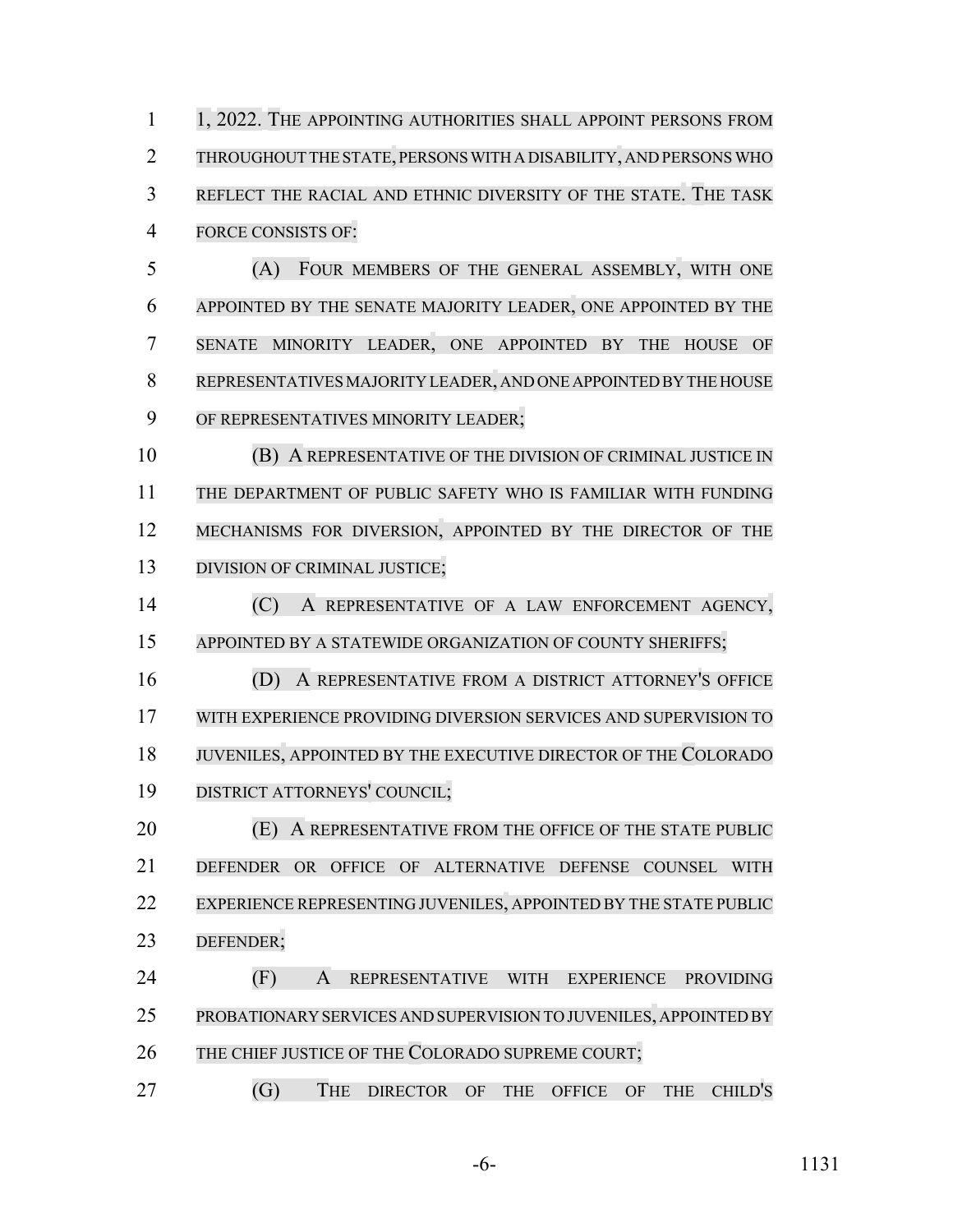1, 2022. THE APPOINTING AUTHORITIES SHALL APPOINT PERSONS FROM THROUGHOUT THE STATE, PERSONS WITH A DISABILITY, AND PERSONS WHO REFLECT THE RACIAL AND ETHNIC DIVERSITY OF THE STATE. THE TASK FORCE CONSISTS OF:

(A) FOUR MEMBERS OF THE GENERAL ASSEMBLY, WITH ONE APPOINTED BY THE SENATE MAJORITY LEADER, ONE APPOINTED BY THE SENATE MINORITY LEADER, ONE APPOINTED BY THE HOUSE OF REPRESENTATIVES MAJORITY LEADER, AND ONE APPOINTED BY THE HOUSE OF REPRESENTATIVES MINORITY LEADER;

(B) A REPRESENTATIVE OF THE DIVISION OF CRIMINAL JUSTICE IN THE DEPARTMENT OF PUBLIC SAFETY WHO IS FAMILIAR WITH FUNDING MECHANISMS FOR DIVERSION, APPOINTED BY THE DIRECTOR OF THE DIVISION OF CRIMINAL JUSTICE;

(C) A REPRESENTATIVE OF A LAW ENFORCEMENT AGENCY, APPOINTED BY A STATEWIDE ORGANIZATION OF COUNTY SHERIFFS;

(D) A REPRESENTATIVE FROM A DISTRICT ATTORNEY'S OFFICE WITH EXPERIENCE PROVIDING DIVERSION SERVICES AND SUPERVISION TO JUVENILES, APPOINTED BY THE EXECUTIVE DIRECTOR OF THE COLORADO DISTRICT ATTORNEYS' COUNCIL;

(E) A REPRESENTATIVE FROM THE OFFICE OF THE STATE PUBLIC DEFENDER OR OFFICE OF ALTERNATIVE DEFENSE COUNSEL WITH EXPERIENCE REPRESENTING JUVENILES, APPOINTED BY THE STATE PUBLIC DEFENDER;

(F) A REPRESENTATIVE WITH EXPERIENCE PROVIDING PROBATIONARY SERVICES AND SUPERVISION TO JUVENILES, APPOINTED BY THE CHIEF JUSTICE OF THE COLORADO SUPREME COURT;

(G) THE DIRECTOR OF THE OFFICE OF THE CHILD'S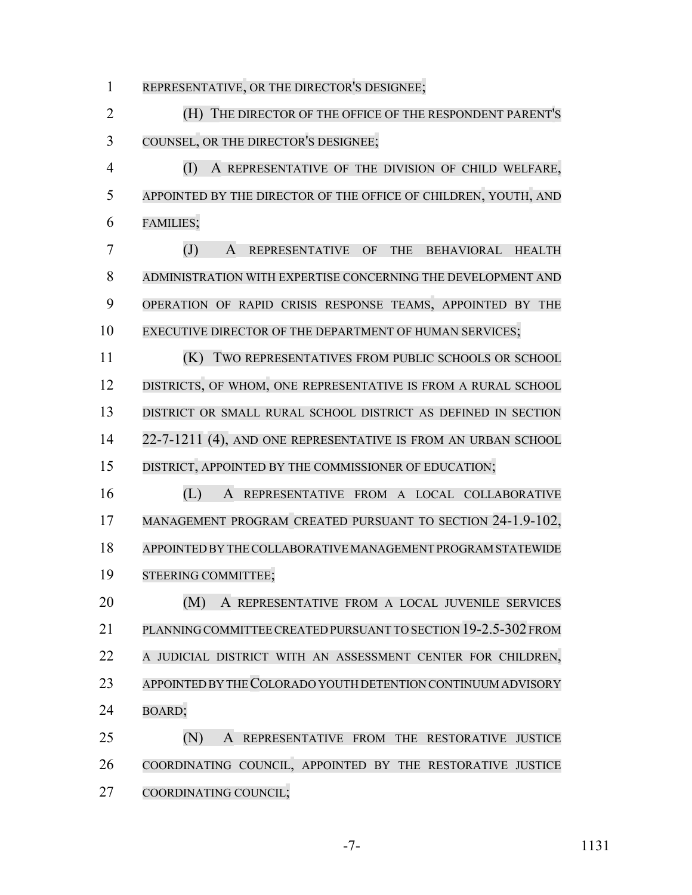REPRESENTATIVE, OR THE DIRECTOR'S DESIGNEE;

(H) THE DIRECTOR OF THE OFFICE OF THE RESPONDENT PARENT'S COUNSEL, OR THE DIRECTOR'S DESIGNEE;

(I) A REPRESENTATIVE OF THE DIVISION OF CHILD WELFARE, APPOINTED BY THE DIRECTOR OF THE OFFICE OF CHILDREN, YOUTH, AND FAMILIES;

(J) A REPRESENTATIVE OF THE BEHAVIORAL HEALTH ADMINISTRATION WITH EXPERTISE CONCERNING THE DEVELOPMENT AND OPERATION OF RAPID CRISIS RESPONSE TEAMS, APPOINTED BY THE EXECUTIVE DIRECTOR OF THE DEPARTMENT OF HUMAN SERVICES;

(K) TWO REPRESENTATIVES FROM PUBLIC SCHOOLS OR SCHOOL DISTRICTS, OF WHOM, ONE REPRESENTATIVE IS FROM A RURAL SCHOOL DISTRICT OR SMALL RURAL SCHOOL DISTRICT AS DEFINED IN SECTION 22-7-1211 (4), AND ONE REPRESENTATIVE IS FROM AN URBAN SCHOOL DISTRICT, APPOINTED BY THE COMMISSIONER OF EDUCATION;

(L) A REPRESENTATIVE FROM A LOCAL COLLABORATIVE MANAGEMENT PROGRAM CREATED PURSUANT TO SECTION 24-1.9-102, APPOINTED BY THE COLLABORATIVE MANAGEMENT PROGRAM STATEWIDE STEERING COMMITTEE;

(M) A REPRESENTATIVE FROM A LOCAL JUVENILE SERVICES PLANNING COMMITTEE CREATED PURSUANT TO SECTION 19-2.5-302 FROM A JUDICIAL DISTRICT WITH AN ASSESSMENT CENTER FOR CHILDREN, APPOINTED BY THE COLORADO YOUTH DETENTION CONTINUUM ADVISORY BOARD;

(N) A REPRESENTATIVE FROM THE RESTORATIVE JUSTICE COORDINATING COUNCIL, APPOINTED BY THE RESTORATIVE JUSTICE COORDINATING COUNCIL;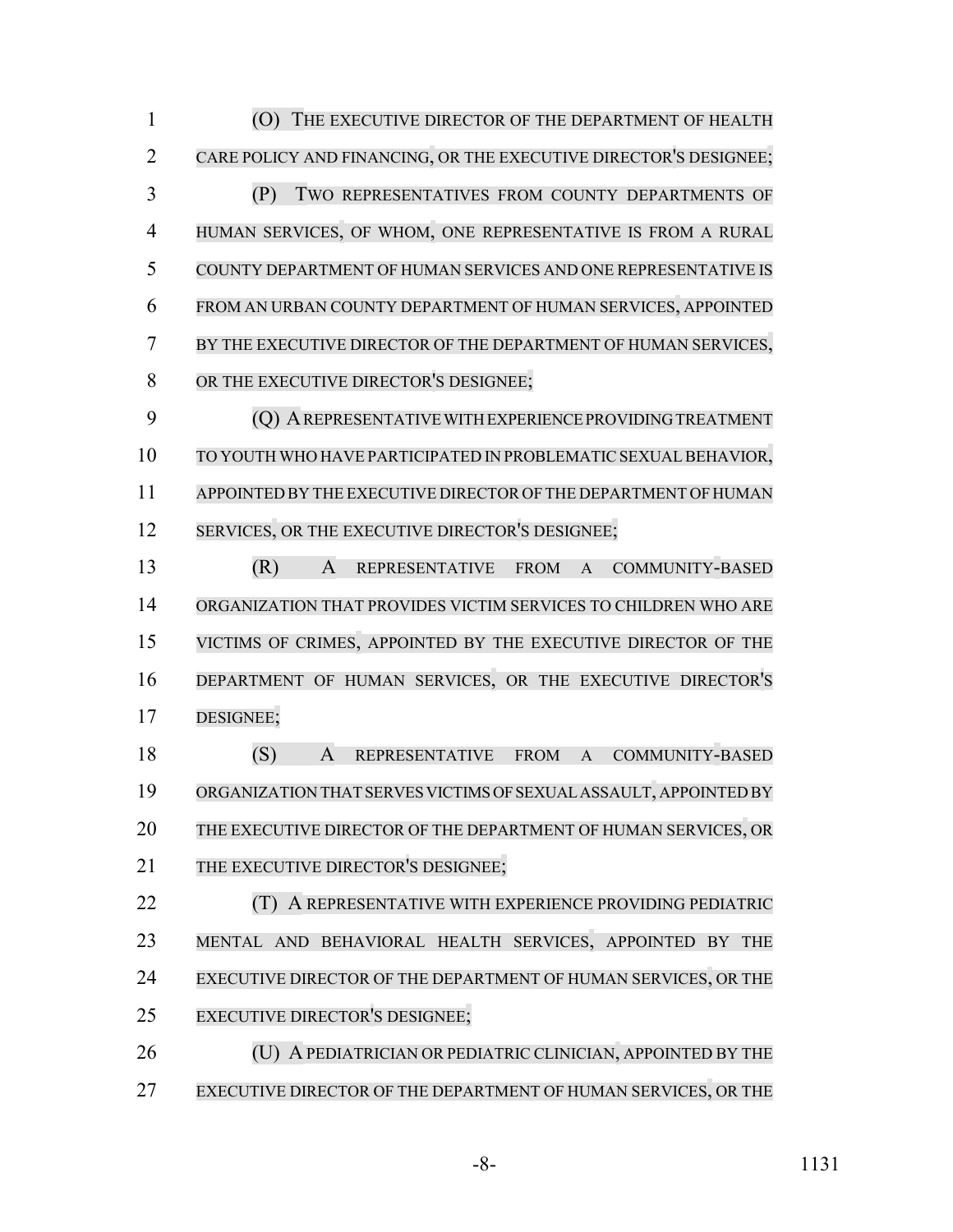(O) THE EXECUTIVE DIRECTOR OF THE DEPARTMENT OF HEALTH CARE POLICY AND FINANCING, OR THE EXECUTIVE DIRECTOR'S DESIGNEE;

(P) TWO REPRESENTATIVES FROM COUNTY DEPARTMENTS OF HUMAN SERVICES, OF WHOM, ONE REPRESENTATIVE IS FROM A RURAL COUNTY DEPARTMENT OF HUMAN SERVICES AND ONE REPRESENTATIVE IS FROM AN URBAN COUNTY DEPARTMENT OF HUMAN SERVICES, APPOINTED BY THE EXECUTIVE DIRECTOR OF THE DEPARTMENT OF HUMAN SERVICES, OR THE EXECUTIVE DIRECTOR'S DESIGNEE;

(Q) A REPRESENTATIVE WITH EXPERIENCE PROVIDING TREATMENT TO YOUTH WHO HAVE PARTICIPATED IN PROBLEMATIC SEXUAL BEHAVIOR, APPOINTED BY THE EXECUTIVE DIRECTOR OF THE DEPARTMENT OF HUMAN SERVICES, OR THE EXECUTIVE DIRECTOR'S DESIGNEE;

(R) A REPRESENTATIVE FROM A COMMUNITY-BASED ORGANIZATION THAT PROVIDES VICTIM SERVICES TO CHILDREN WHO ARE VICTIMS OF CRIMES, APPOINTED BY THE EXECUTIVE DIRECTOR OF THE DEPARTMENT OF HUMAN SERVICES, OR THE EXECUTIVE DIRECTOR'S DESIGNEE;

(S) A REPRESENTATIVE FROM A COMMUNITY-BASED ORGANIZATION THAT SERVES VICTIMS OF SEXUAL ASSAULT, APPOINTED BY THE EXECUTIVE DIRECTOR OF THE DEPARTMENT OF HUMAN SERVICES, OR THE EXECUTIVE DIRECTOR'S DESIGNEE;

(T) A REPRESENTATIVE WITH EXPERIENCE PROVIDING PEDIATRIC MENTAL AND BEHAVIORAL HEALTH SERVICES, APPOINTED BY THE EXECUTIVE DIRECTOR OF THE DEPARTMENT OF HUMAN SERVICES, OR THE EXECUTIVE DIRECTOR'S DESIGNEE;

(U) A PEDIATRICIAN OR PEDIATRIC CLINICIAN, APPOINTED BY THE EXECUTIVE DIRECTOR OF THE DEPARTMENT OF HUMAN SERVICES, OR THE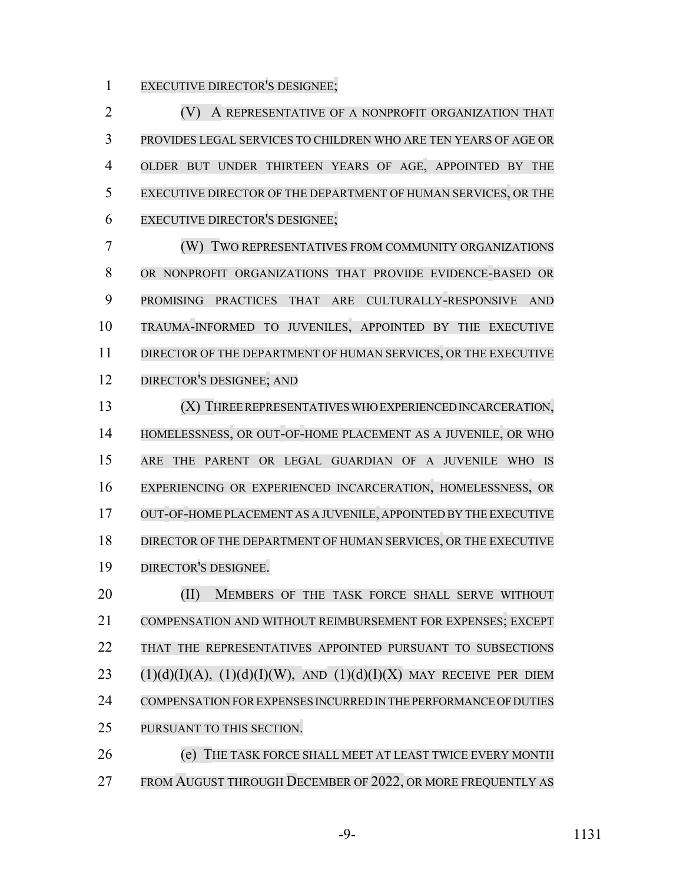EXECUTIVE DIRECTOR'S DESIGNEE;

(V) A REPRESENTATIVE OF A NONPROFIT ORGANIZATION THAT PROVIDES LEGAL SERVICES TO CHILDREN WHO ARE TEN YEARS OF AGE OR OLDER BUT UNDER THIRTEEN YEARS OF AGE, APPOINTED BY THE EXECUTIVE DIRECTOR OF THE DEPARTMENT OF HUMAN SERVICES, OR THE EXECUTIVE DIRECTOR'S DESIGNEE;

(W) TWO REPRESENTATIVES FROM COMMUNITY ORGANIZATIONS OR NONPROFIT ORGANIZATIONS THAT PROVIDE EVIDENCE-BASED OR PROMISING PRACTICES THAT ARE CULTURALLY-RESPONSIVE AND TRAUMA-INFORMED TO JUVENILES, APPOINTED BY THE EXECUTIVE DIRECTOR OF THE DEPARTMENT OF HUMAN SERVICES, OR THE EXECUTIVE DIRECTOR'S DESIGNEE; AND

(X) THREE REPRESENTATIVES WHO EXPERIENCED INCARCERATION, HOMELESSNESS, OR OUT-OF-HOME PLACEMENT AS A JUVENILE, OR WHO ARE THE PARENT OR LEGAL GUARDIAN OF A JUVENILE WHO IS EXPERIENCING OR EXPERIENCED INCARCERATION, HOMELESSNESS, OR OUT-OF-HOME PLACEMENT AS A JUVENILE, APPOINTED BY THE EXECUTIVE DIRECTOR OF THE DEPARTMENT OF HUMAN SERVICES, OR THE EXECUTIVE DIRECTOR'S DESIGNEE.

(II) MEMBERS OF THE TASK FORCE SHALL SERVE WITHOUT COMPENSATION AND WITHOUT REIMBURSEMENT FOR EXPENSES; EXCEPT THAT THE REPRESENTATIVES APPOINTED PURSUANT TO SUBSECTIONS (1)(d)(I)(A), (1)(d)(I)(W), AND (1)(d)(I)(X) MAY RECEIVE PER DIEM COMPENSATION FOR EXPENSES INCURRED IN THE PERFORMANCE OF DUTIES PURSUANT TO THIS SECTION.

(e) THE TASK FORCE SHALL MEET AT LEAST TWICE EVERY MONTH FROM AUGUST THROUGH DECEMBER OF 2022, OR MORE FREQUENTLY AS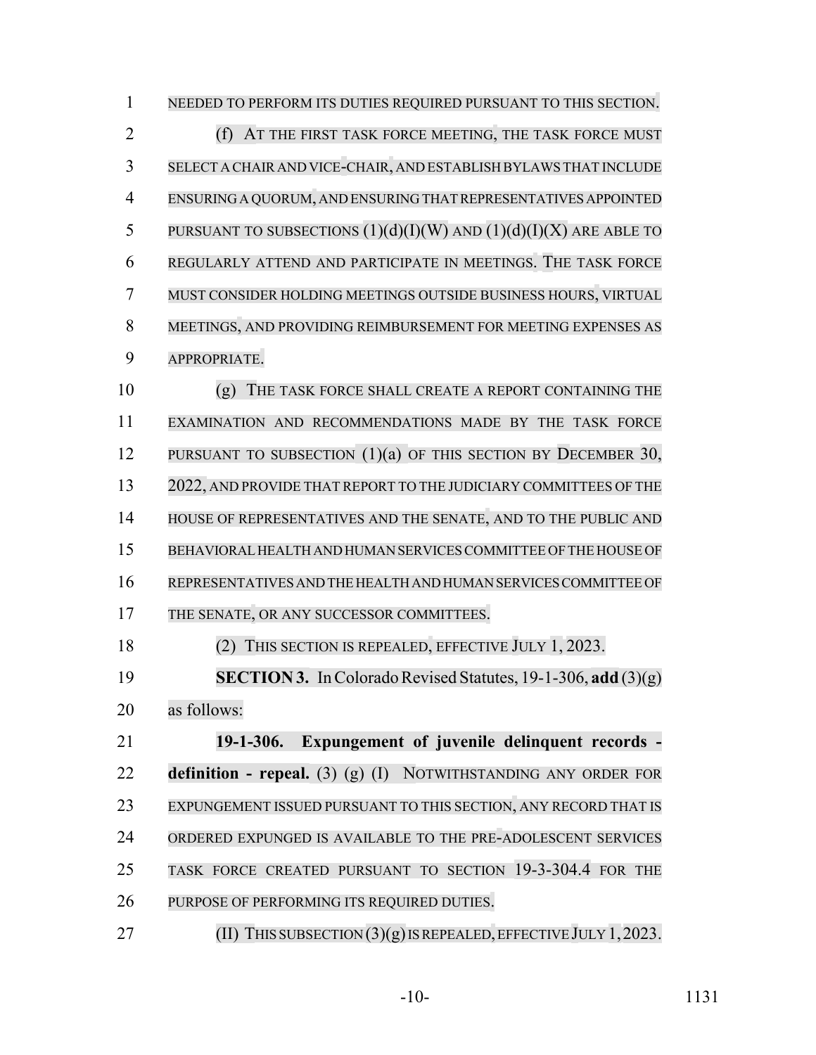NEEDED TO PERFORM ITS DUTIES REQUIRED PURSUANT TO THIS SECTION.

(f) AT THE FIRST TASK FORCE MEETING, THE TASK FORCE MUST SELECT A CHAIR AND VICE-CHAIR, AND ESTABLISH BYLAWS THAT INCLUDE ENSURING A QUORUM, AND ENSURING THAT REPRESENTATIVES APPOINTED PURSUANT TO SUBSECTIONS (1)(d)(I)(W) AND (1)(d)(I)(X) ARE ABLE TO REGULARLY ATTEND AND PARTICIPATE IN MEETINGS. THE TASK FORCE MUST CONSIDER HOLDING MEETINGS OUTSIDE BUSINESS HOURS, VIRTUAL MEETINGS, AND PROVIDING REIMBURSEMENT FOR MEETING EXPENSES AS APPROPRIATE.

(g) THE TASK FORCE SHALL CREATE A REPORT CONTAINING THE EXAMINATION AND RECOMMENDATIONS MADE BY THE TASK FORCE PURSUANT TO SUBSECTION (1)(a) OF THIS SECTION BY DECEMBER 30, 2022, AND PROVIDE THAT REPORT TO THE JUDICIARY COMMITTEES OF THE HOUSE OF REPRESENTATIVES AND THE SENATE, AND TO THE PUBLIC AND BEHAVIORAL HEALTH AND HUMAN SERVICES COMMITTEE OF THE HOUSE OF REPRESENTATIVES AND THE HEALTH AND HUMAN SERVICES COMMITTEE OF THE SENATE, OR ANY SUCCESSOR COMMITTEES.

(2) THIS SECTION IS REPEALED, EFFECTIVE JULY 1, 2023.

**SECTION 3.** In Colorado Revised Statutes, 19-1-306, **add** (3)(g) as follows:

**19-1-306. Expungement of juvenile delinquent records - definition - repeal.** (3) (g) (I) NOTWITHSTANDING ANY ORDER FOR EXPUNGEMENT ISSUED PURSUANT TO THIS SECTION, ANY RECORD THAT IS ORDERED EXPUNGED IS AVAILABLE TO THE PRE-ADOLESCENT SERVICES TASK FORCE CREATED PURSUANT TO SECTION 19-3-304.4 FOR THE PURPOSE OF PERFORMING ITS REQUIRED DUTIES.

(II) THIS SUBSECTION (3)(g) IS REPEALED, EFFECTIVE JULY 1, 2023.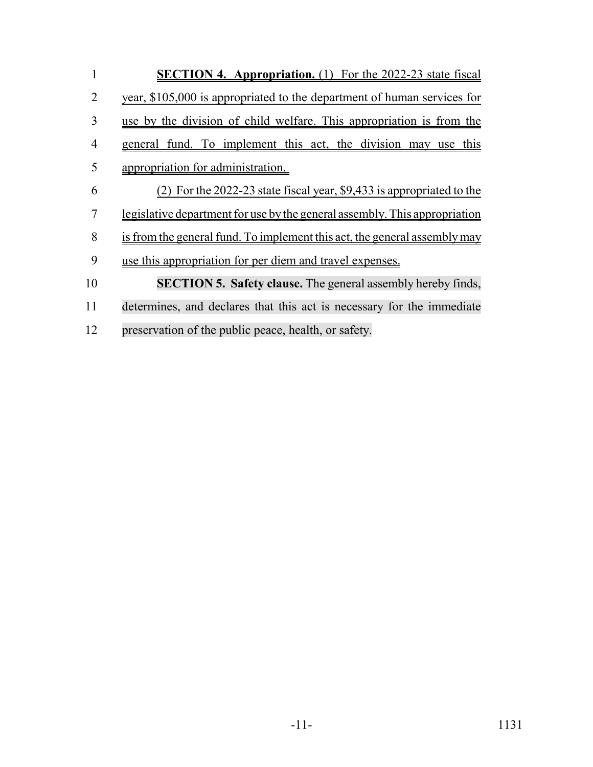**SECTION 4. Appropriation.** (1) For the 2022-23 state fiscal year, $105,000 is appropriated to the department of human services for use by the division of child welfare. This appropriation is from the general fund. To implement this act, the division may use this appropriation for administration.

(2) For the 2022-23 state fiscal year, $9,433 is appropriated to the legislative department for use by the general assembly. This appropriation is from the general fund. To implement this act, the general assembly may use this appropriation for per diem and travel expenses.

**SECTION 5. Safety clause.** The general assembly hereby finds, determines, and declares that this act is necessary for the immediate preservation of the public peace, health, or safety.